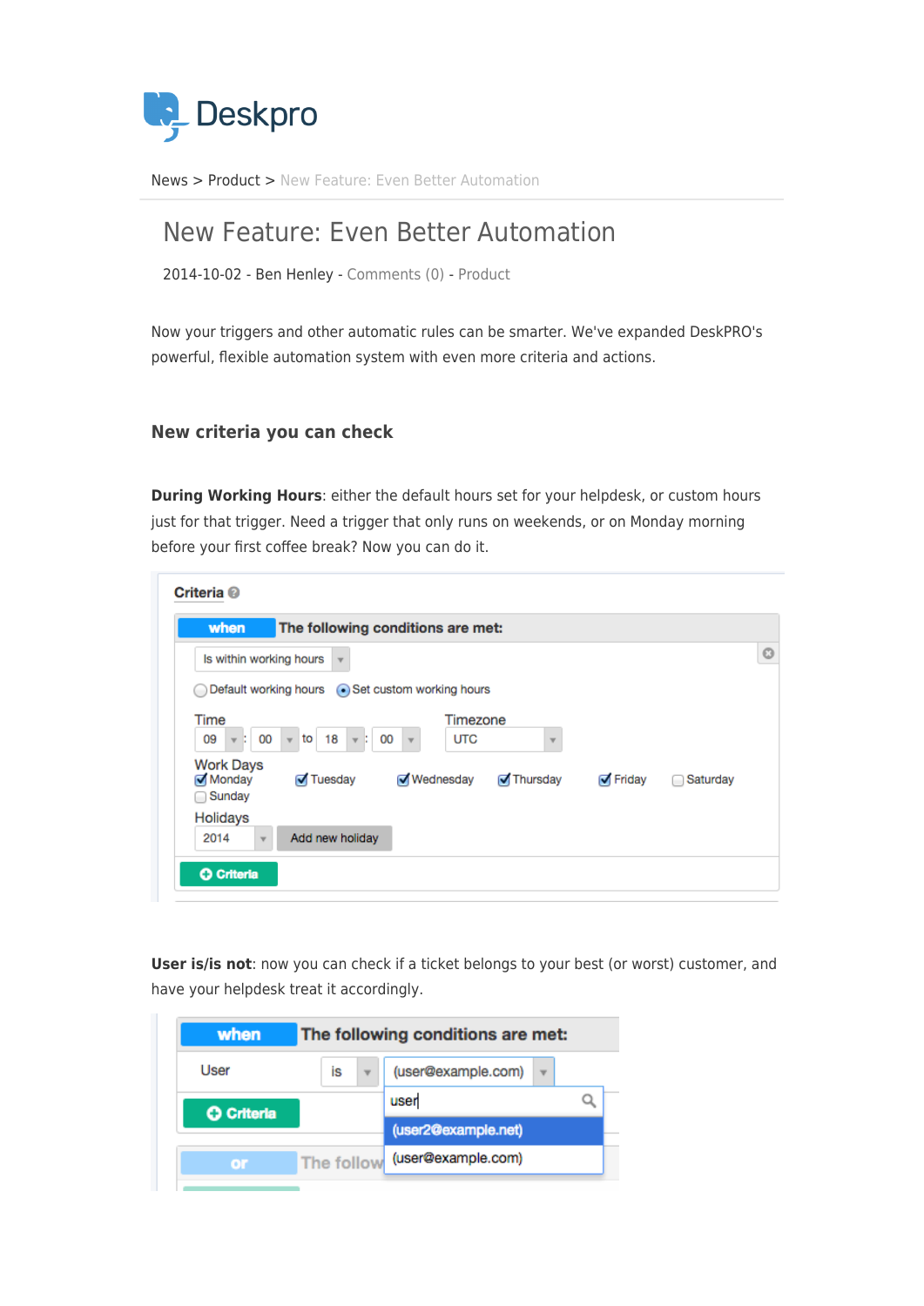Deskpro

News > Product > New Feature: Even Better Automation

# New Feature: Even Better Automation

2014-10-02 - Ben Henley - Comments (0) - Product

Now your triggers and other automatic rules can be smarter. We've expanded DeskPRO's powerful, flexible automation system with even more criteria and actions.

## New criteria you can check

**During Working Hours**: either the default hours set for your helpdesk, or custom hours just for that trigger. Need a trigger that only runs on weekends, or on Monday morning before your first coffee break? Now you can do it.

**User is/is not**: now you can check if a ticket belongs to your best (or worst) customer, and have your helpdesk treat it accordingly.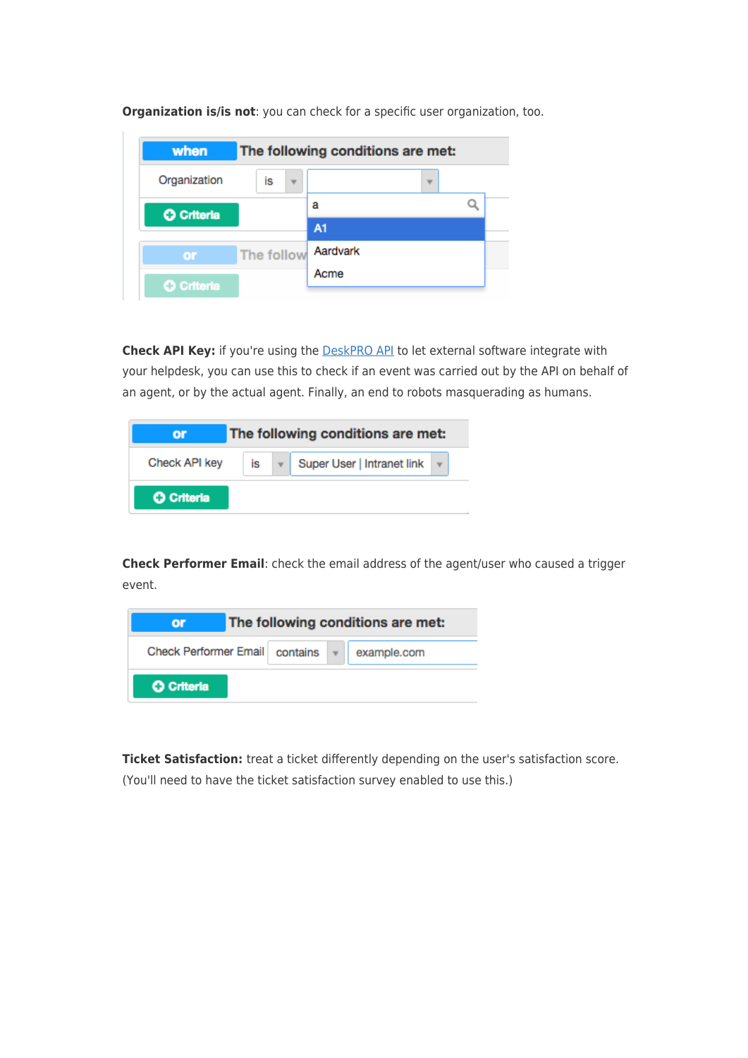**Organization is/is not**: you can check for a specific user organization, too.

**Check API Key:** if you're using the [DeskPRO API](DeskPRO API) to let external software integrate with your helpdesk, you can use this to check if an event was carried out by the API on behalf of an agent, or by the actual agent. Finally, an end to robots masquerading as humans.

**Check Performer Email**: check the email address of the agent/user who caused a trigger event.

**Ticket Satisfaction:** treat a ticket differently depending on the user's satisfaction score. (You'll need to have the ticket satisfaction survey enabled to use this.)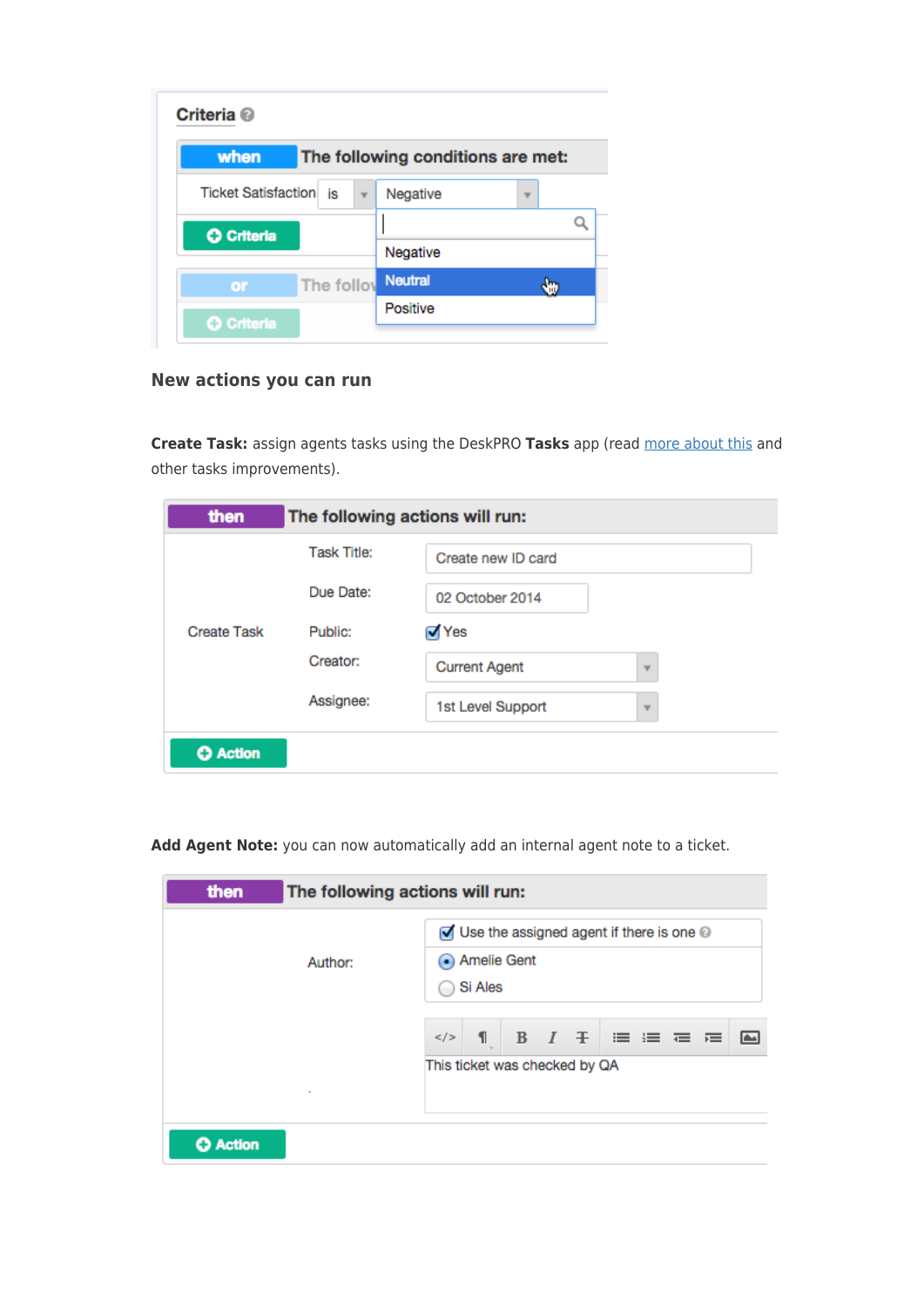Criteria

| when | The following conditions are met: |
|---|---|
| Ticket Satisfaction | is | Negative |

Negative
Neutral
Positive

+ Criteria

or The follow...

+ Criteria

## New actions you can run

**Create Task:** assign agents tasks using the DeskPRO **Tasks** app (read more about this and other tasks improvements).

| then | The following actions will run: | |
|---|---|---|
| Create Task | Task Title: | Create new ID card |
| | Due Date: | 02 October 2014 |
| | Public: | ☑ Yes |
| | Creator: | Current Agent |
| | Assignee: | 1st Level Support |

+ Action

**Add Agent Note:** you can now automatically add an internal agent note to a ticket.

| then | The following actions will run: |
|---|---|
| Author: | ☑ Use the assigned agent if there is one<br>◉ Amelie Gent<br>○ Si Ales |
| | This ticket was checked by QA |

+ Action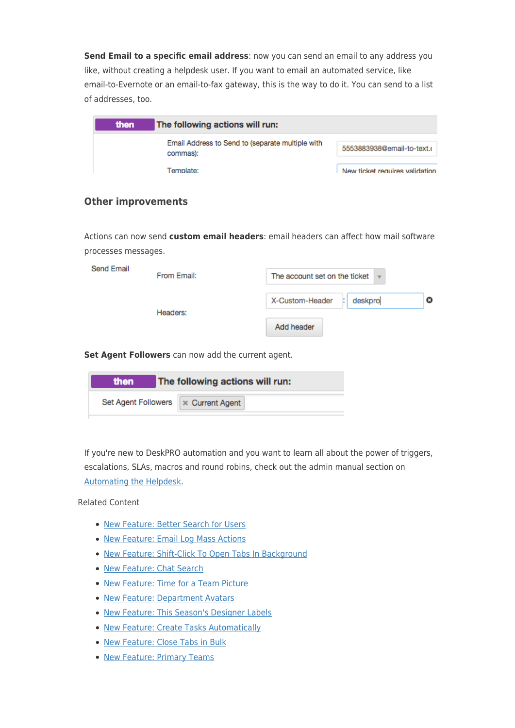**Send Email to a specific email address**: now you can send an email to any address you like, without creating a helpdesk user. If you want to email an automated service, like email-to-Evernote or an email-to-fax gateway, this is the way to do it. You can send to a list of addresses, too.

| then | The following actions will run: |
|---|---|
| Email Address to Send to (separate multiple with commas): | 5553883938@email-to-text.( |
| Template: | New ticket requires validation |

## Other improvements

Actions can now send **custom email headers**: email headers can affect how mail software processes messages.

| Send Email | | |
|---|---|---|
| | From Email: | The account set on the ticket |
| | Headers: | X-Custom-Header : deskpro |
| | | Add header |

**Set Agent Followers** can now add the current agent.

| then | The following actions will run: |
|---|---|
| Set Agent Followers | × Current Agent |

If you're new to DeskPRO automation and you want to learn all about the power of triggers, escalations, SLAs, macros and round robins, check out the admin manual section on Automating the Helpdesk.

Related Content

- New Feature: Better Search for Users
- New Feature: Email Log Mass Actions
- New Feature: Shift-Click To Open Tabs In Background
- New Feature: Chat Search
- New Feature: Time for a Team Picture
- New Feature: Department Avatars
- New Feature: This Season's Designer Labels
- New Feature: Create Tasks Automatically
- New Feature: Close Tabs in Bulk
- New Feature: Primary Teams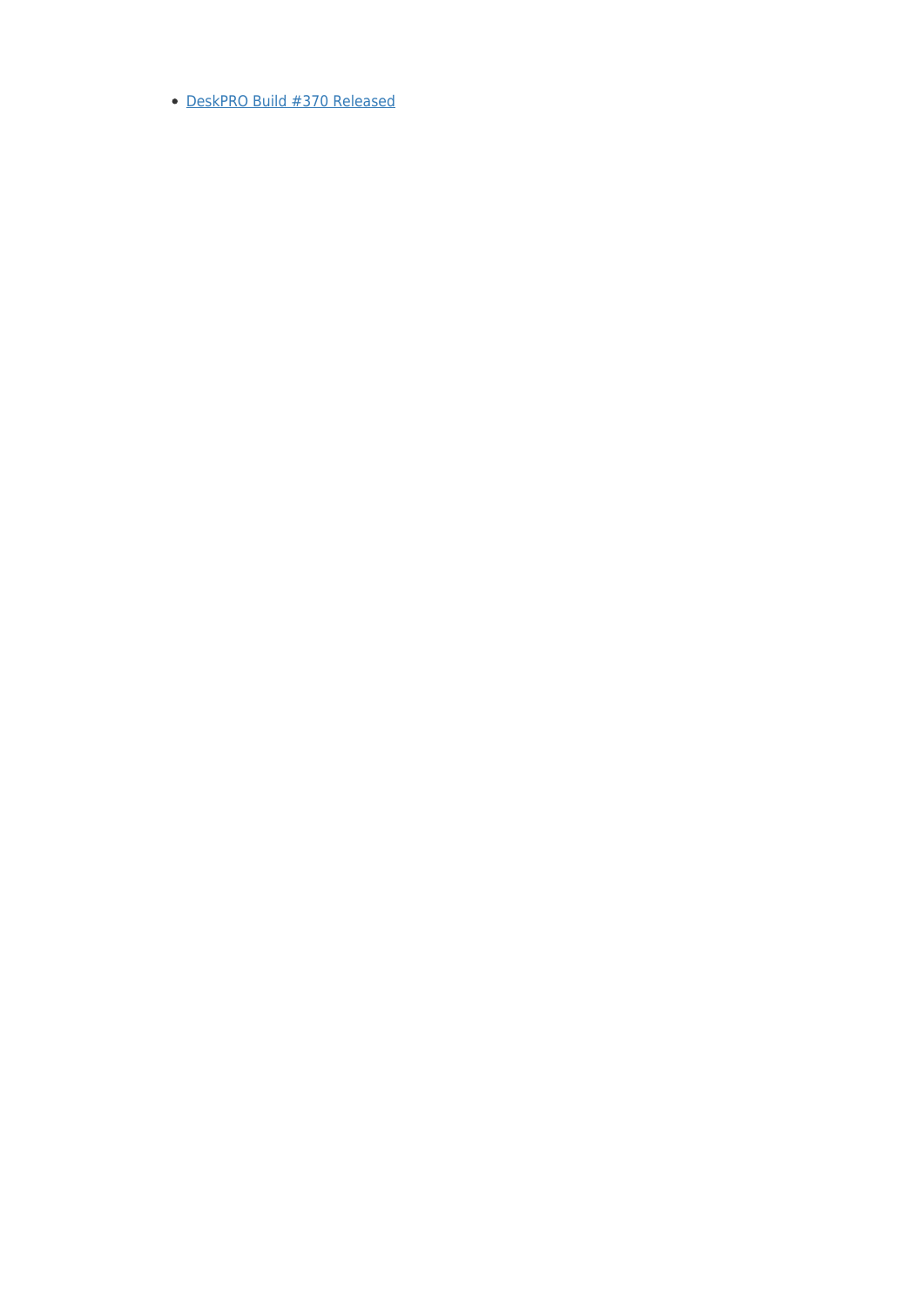- DeskPRO Build #370 Released